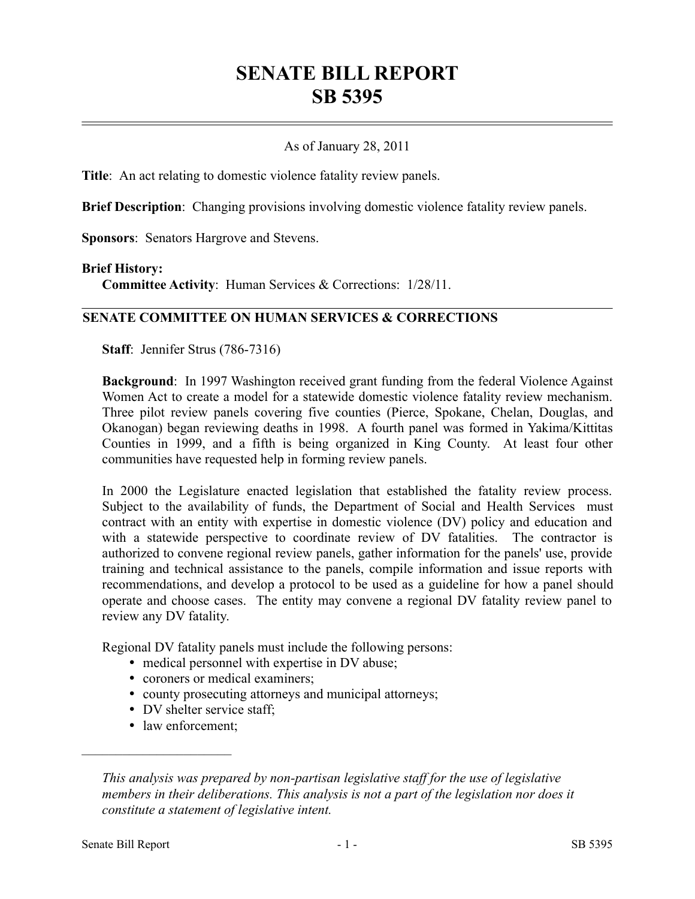# SENATE BILL REPORT
# SB 5395

As of January 28, 2011

**Title**: An act relating to domestic violence fatality review panels.

**Brief Description**: Changing provisions involving domestic violence fatality review panels.

**Sponsors**: Senators Hargrove and Stevens.

**Brief History:**

**Committee Activity**: Human Services & Corrections: 1/28/11.

## SENATE COMMITTEE ON HUMAN SERVICES & CORRECTIONS

**Staff**: Jennifer Strus (786-7316)

**Background**: In 1997 Washington received grant funding from the federal Violence Against Women Act to create a model for a statewide domestic violence fatality review mechanism. Three pilot review panels covering five counties (Pierce, Spokane, Chelan, Douglas, and Okanogan) began reviewing deaths in 1998. A fourth panel was formed in Yakima/Kittitas Counties in 1999, and a fifth is being organized in King County. At least four other communities have requested help in forming review panels.

In 2000 the Legislature enacted legislation that established the fatality review process. Subject to the availability of funds, the Department of Social and Health Services must contract with an entity with expertise in domestic violence (DV) policy and education and with a statewide perspective to coordinate review of DV fatalities. The contractor is authorized to convene regional review panels, gather information for the panels' use, provide training and technical assistance to the panels, compile information and issue reports with recommendations, and develop a protocol to be used as a guideline for how a panel should operate and choose cases. The entity may convene a regional DV fatality review panel to review any DV fatality.

Regional DV fatality panels must include the following persons:

- medical personnel with expertise in DV abuse;
- coroners or medical examiners;
- county prosecuting attorneys and municipal attorneys;
- DV shelter service staff;
- law enforcement;

---

*This analysis was prepared by non-partisan legislative staff for the use of legislative members in their deliberations. This analysis is not a part of the legislation nor does it constitute a statement of legislative intent.*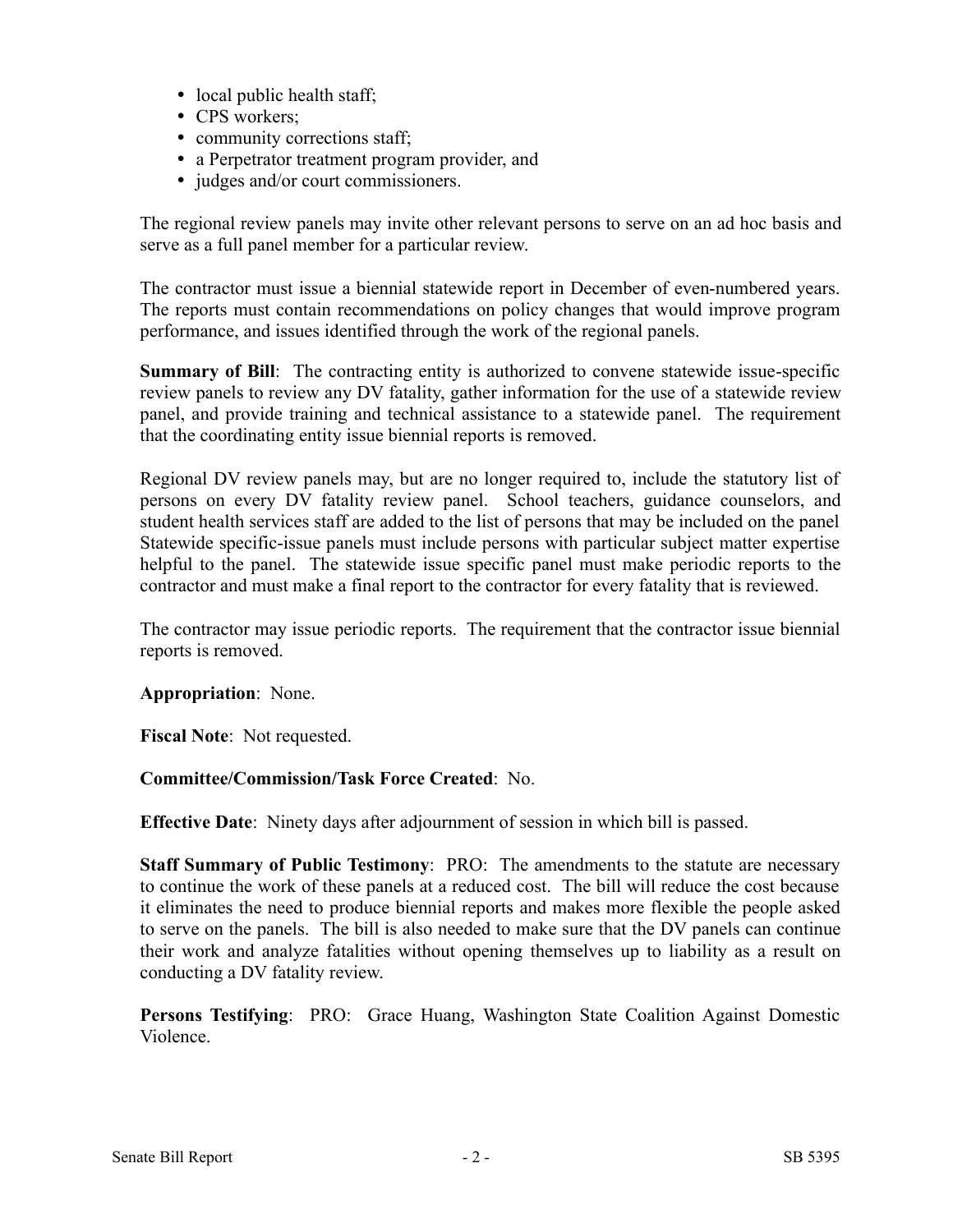- local public health staff;
- CPS workers;
- community corrections staff;
- a Perpetrator treatment program provider, and
- judges and/or court commissioners.

The regional review panels may invite other relevant persons to serve on an ad hoc basis and serve as a full panel member for a particular review.

The contractor must issue a biennial statewide report in December of even-numbered years. The reports must contain recommendations on policy changes that would improve program performance, and issues identified through the work of the regional panels.

**Summary of Bill**: The contracting entity is authorized to convene statewide issue-specific review panels to review any DV fatality, gather information for the use of a statewide review panel, and provide training and technical assistance to a statewide panel. The requirement that the coordinating entity issue biennial reports is removed.

Regional DV review panels may, but are no longer required to, include the statutory list of persons on every DV fatality review panel. School teachers, guidance counselors, and student health services staff are added to the list of persons that may be included on the panel Statewide specific-issue panels must include persons with particular subject matter expertise helpful to the panel. The statewide issue specific panel must make periodic reports to the contractor and must make a final report to the contractor for every fatality that is reviewed.

The contractor may issue periodic reports. The requirement that the contractor issue biennial reports is removed.

**Appropriation**: None.

**Fiscal Note**: Not requested.

**Committee/Commission/Task Force Created**: No.

**Effective Date**: Ninety days after adjournment of session in which bill is passed.

**Staff Summary of Public Testimony**: PRO: The amendments to the statute are necessary to continue the work of these panels at a reduced cost. The bill will reduce the cost because it eliminates the need to produce biennial reports and makes more flexible the people asked to serve on the panels. The bill is also needed to make sure that the DV panels can continue their work and analyze fatalities without opening themselves up to liability as a result on conducting a DV fatality review.

**Persons Testifying**: PRO: Grace Huang, Washington State Coalition Against Domestic Violence.